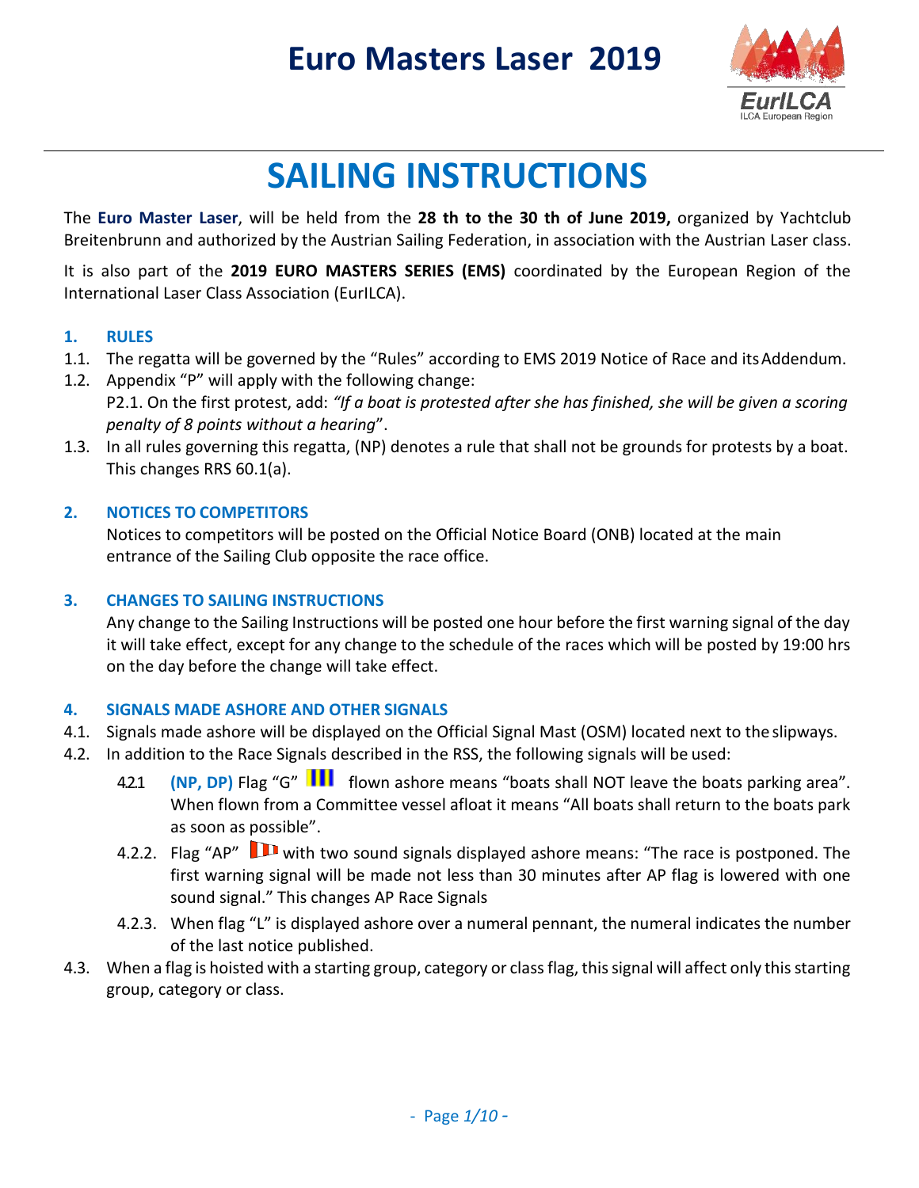# Euro Masters Laser 2019

# SAILING INSTRUCTIONS

The **Euro Master Laser**, will be held from the **28 th to the 30 th of June 2019,** organized by Yachtclub Breitenbrunn and authorized by the Austrian Sailing Federation, in association with the Austrian Laser class.

It is also part of the **2019 EURO MASTERS SERIES (EMS)** coordinated by the European Region of the International Laser Class Association (EurILCA).

## 1. RULES

1.1. The regatta will be governed by the "Rules" according to EMS 2019 Notice of Race and its Addendum.

1.2. Appendix "P" will apply with the following change:
P2.1. On the first protest, add: *"If a boat is protested after she has finished, she will be given a scoring penalty of 8 points without a hearing"*.

1.3. In all rules governing this regatta, (NP) denotes a rule that shall not be grounds for protests by a boat. This changes RRS 60.1(a).

## 2. NOTICES TO COMPETITORS

Notices to competitors will be posted on the Official Notice Board (ONB) located at the main entrance of the Sailing Club opposite the race office.

## 3. CHANGES TO SAILING INSTRUCTIONS

Any change to the Sailing Instructions will be posted one hour before the first warning signal of the day it will take effect, except for any change to the schedule of the races which will be posted by 19:00 hrs on the day before the change will take effect.

## 4. SIGNALS MADE ASHORE AND OTHER SIGNALS

4.1. Signals made ashore will be displayed on the Official Signal Mast (OSM) located next to the slipways.

4.2. In addition to the Race Signals described in the RSS, the following signals will be used:

4.2.1 **(NP, DP)** Flag "G" flown ashore means "boats shall NOT leave the boats parking area". When flown from a Committee vessel afloat it means "All boats shall return to the boats park as soon as possible".

4.2.2. Flag "AP" with two sound signals displayed ashore means: "The race is postponed. The first warning signal will be made not less than 30 minutes after AP flag is lowered with one sound signal." This changes AP Race Signals

4.2.3. When flag "L" is displayed ashore over a numeral pennant, the numeral indicates the number of the last notice published.

4.3. When a flag is hoisted with a starting group, category or class flag, this signal will affect only this starting group, category or class.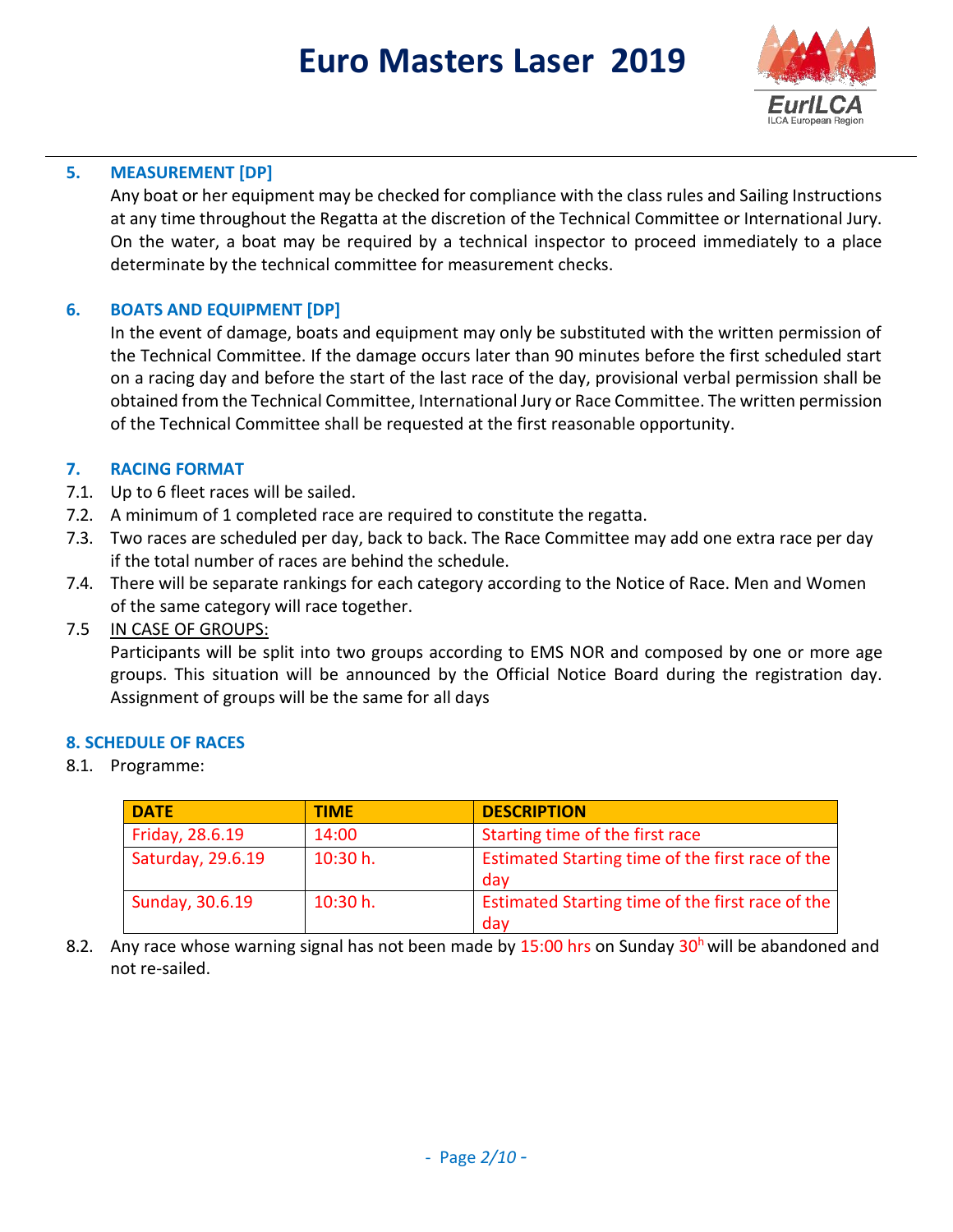## 5. MEASUREMENT [DP]

Any boat or her equipment may be checked for compliance with the class rules and Sailing Instructions at any time throughout the Regatta at the discretion of the Technical Committee or International Jury. On the water, a boat may be required by a technical inspector to proceed immediately to a place determinate by the technical committee for measurement checks.

## 6. BOATS AND EQUIPMENT [DP]

In the event of damage, boats and equipment may only be substituted with the written permission of the Technical Committee. If the damage occurs later than 90 minutes before the first scheduled start on a racing day and before the start of the last race of the day, provisional verbal permission shall be obtained from the Technical Committee, International Jury or Race Committee. The written permission of the Technical Committee shall be requested at the first reasonable opportunity.

## 7. RACING FORMAT

7.1. Up to 6 fleet races will be sailed.

7.2. A minimum of 1 completed race are required to constitute the regatta.

7.3. Two races are scheduled per day, back to back. The Race Committee may add one extra race per day if the total number of races are behind the schedule.

7.4. There will be separate rankings for each category according to the Notice of Race. Men and Women of the same category will race together.

7.5 IN CASE OF GROUPS:

Participants will be split into two groups according to EMS NOR and composed by one or more age groups. This situation will be announced by the Official Notice Board during the registration day. Assignment of groups will be the same for all days

## 8. SCHEDULE OF RACES

8.1. Programme:

| DATE | TIME | DESCRIPTION |
|---|---|---|
| Friday, 28.6.19 | 14:00 | Starting time of the first race |
| Saturday, 29.6.19 | 10:30 h. | Estimated Starting time of the first race of the day |
| Sunday, 30.6.19 | 10:30 h. | Estimated Starting time of the first race of the day |

8.2. Any race whose warning signal has not been made by 15:00 hrs on Sunday 30h will be abandoned and not re-sailed.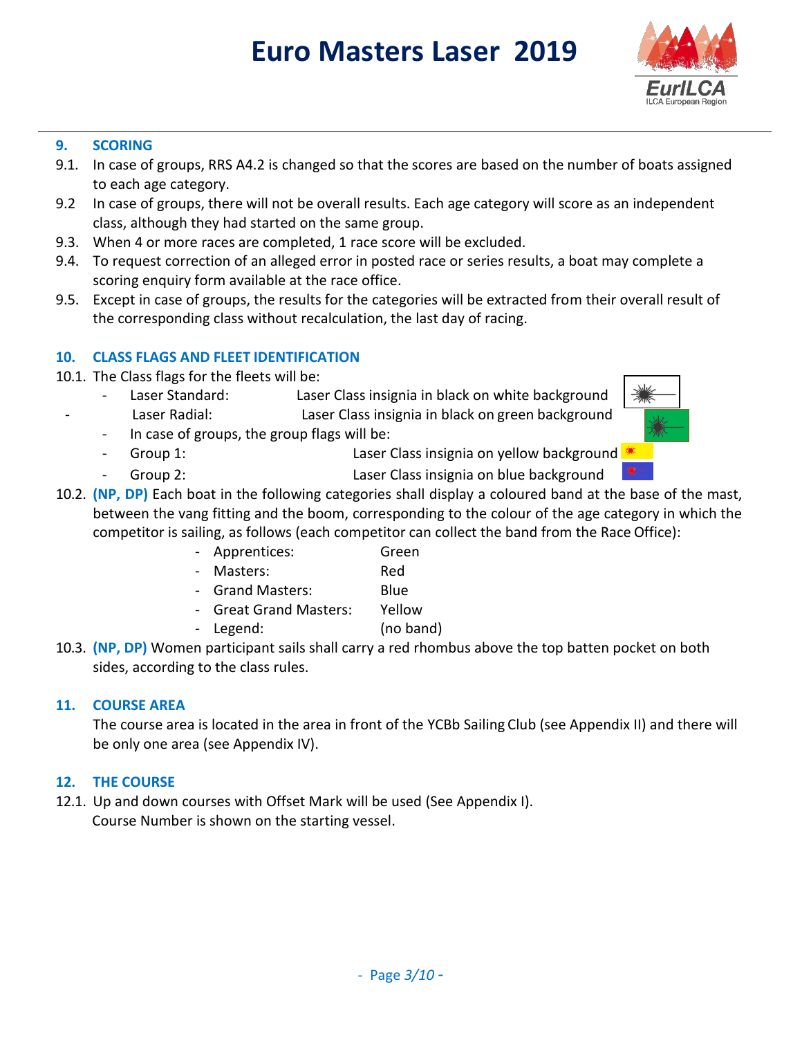## 9. SCORING

9.1. In case of groups, RRS A4.2 is changed so that the scores are based on the number of boats assigned to each age category.

9.2 In case of groups, there will not be overall results. Each age category will score as an independent class, although they had started on the same group.

9.3. When 4 or more races are completed, 1 race score will be excluded.

9.4. To request correction of an alleged error in posted race or series results, a boat may complete a scoring enquiry form available at the race office.

9.5. Except in case of groups, the results for the categories will be extracted from their overall result of the corresponding class without recalculation, the last day of racing.

## 10. CLASS FLAGS AND FLEET IDENTIFICATION

10.1. The Class flags for the fleets will be:

- Laser Standard: Laser Class insignia in black on white background
- Laser Radial: Laser Class insignia in black on green background
- In case of groups, the group flags will be:
- Group 1: Laser Class insignia on yellow background
- Group 2: Laser Class insignia on blue background

10.2. **(NP, DP)** Each boat in the following categories shall display a coloured band at the base of the mast, between the vang fitting and the boom, corresponding to the colour of the age category in which the competitor is sailing, as follows (each competitor can collect the band from the Race Office):

- Apprentices: Green
- Masters: Red
- Grand Masters: Blue
- Great Grand Masters: Yellow
- Legend: (no band)

10.3. **(NP, DP)** Women participant sails shall carry a red rhombus above the top batten pocket on both sides, according to the class rules.

## 11. COURSE AREA

The course area is located in the area in front of the YCBb Sailing Club (see Appendix II) and there will be only one area (see Appendix IV).

## 12. THE COURSE

12.1. Up and down courses with Offset Mark will be used (See Appendix I). Course Number is shown on the starting vessel.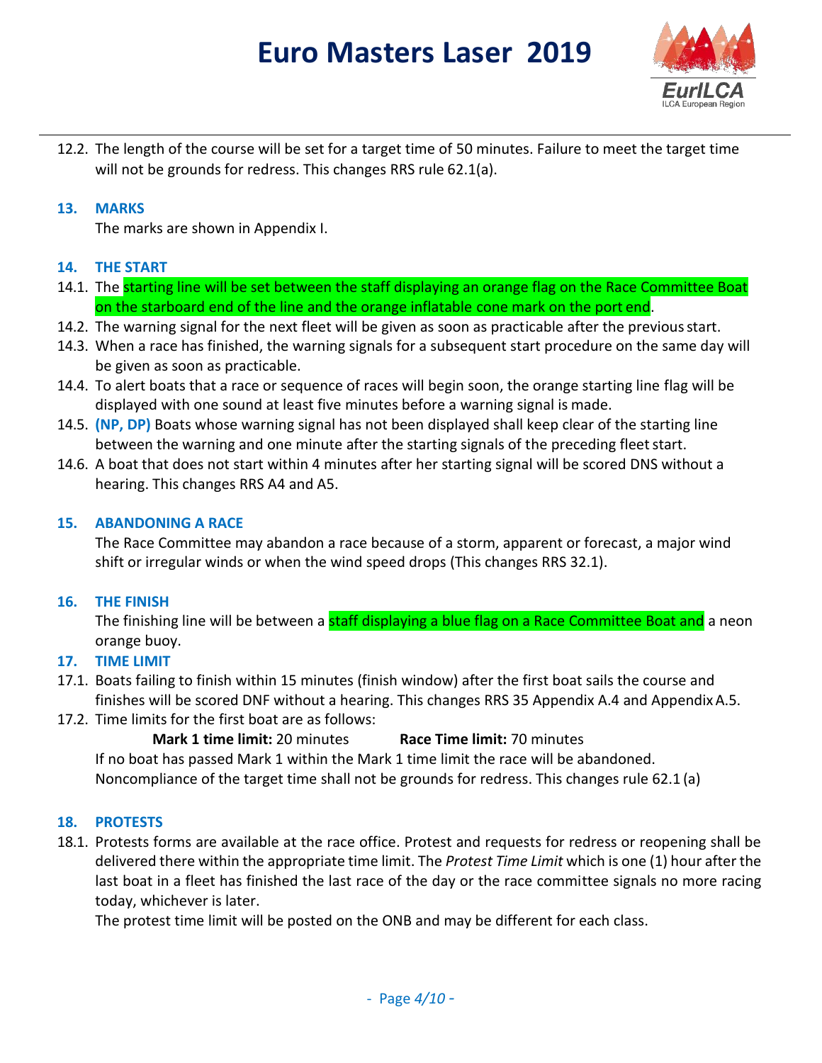12.2. The length of the course will be set for a target time of 50 minutes. Failure to meet the target time will not be grounds for redress. This changes RRS rule 62.1(a).

## 13. MARKS

The marks are shown in Appendix I.

## 14. THE START

14.1. The starting line will be set between the staff displaying an orange flag on the Race Committee Boat on the starboard end of the line and the orange inflatable cone mark on the port end.

14.2. The warning signal for the next fleet will be given as soon as practicable after the previous start.

14.3. When a race has finished, the warning signals for a subsequent start procedure on the same day will be given as soon as practicable.

14.4. To alert boats that a race or sequence of races will begin soon, the orange starting line flag will be displayed with one sound at least five minutes before a warning signal is made.

14.5. **(NP, DP)** Boats whose warning signal has not been displayed shall keep clear of the starting line between the warning and one minute after the starting signals of the preceding fleet start.

14.6. A boat that does not start within 4 minutes after her starting signal will be scored DNS without a hearing. This changes RRS A4 and A5.

## 15. ABANDONING A RACE

The Race Committee may abandon a race because of a storm, apparent or forecast, a major wind shift or irregular winds or when the wind speed drops (This changes RRS 32.1).

## 16. THE FINISH

The finishing line will be between a staff displaying a blue flag on a Race Committee Boat and a neon orange buoy.

## 17. TIME LIMIT

17.1. Boats failing to finish within 15 minutes (finish window) after the first boat sails the course and finishes will be scored DNF without a hearing. This changes RRS 35 Appendix A.4 and Appendix A.5.

17.2. Time limits for the first boat are as follows:

**Mark 1 time limit:** 20 minutes **Race Time limit:** 70 minutes

If no boat has passed Mark 1 within the Mark 1 time limit the race will be abandoned.
Noncompliance of the target time shall not be grounds for redress. This changes rule 62.1 (a)

## 18. PROTESTS

18.1. Protests forms are available at the race office. Protest and requests for redress or reopening shall be delivered there within the appropriate time limit. The *Protest Time Limit* which is one (1) hour after the last boat in a fleet has finished the last race of the day or the race committee signals no more racing today, whichever is later.

The protest time limit will be posted on the ONB and may be different for each class.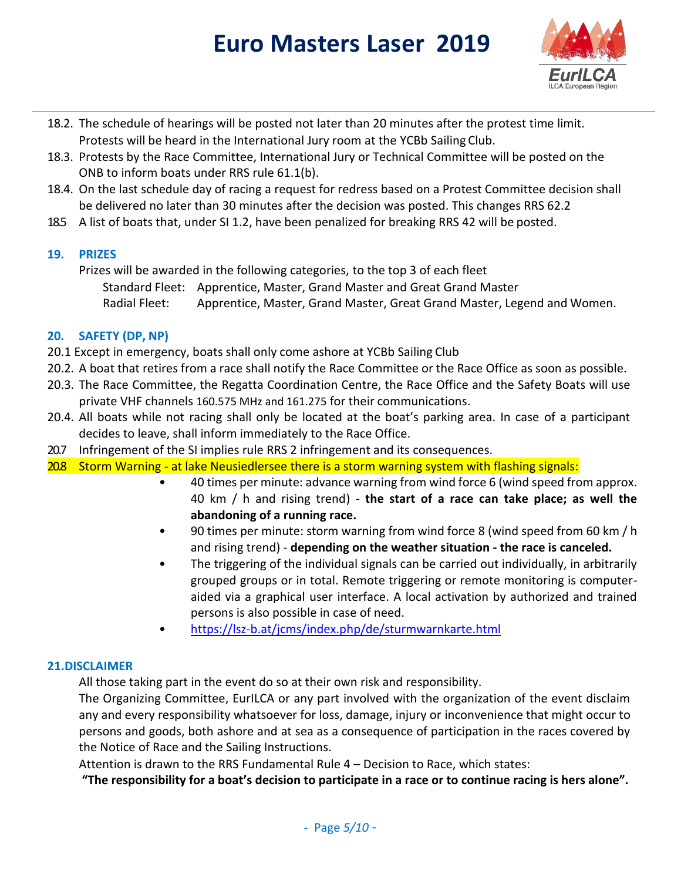18.2. The schedule of hearings will be posted not later than 20 minutes after the protest time limit. Protests will be heard in the International Jury room at the YCBb Sailing Club.

18.3. Protests by the Race Committee, International Jury or Technical Committee will be posted on the ONB to inform boats under RRS rule 61.1(b).

18.4. On the last schedule day of racing a request for redress based on a Protest Committee decision shall be delivered no later than 30 minutes after the decision was posted. This changes RRS 62.2

18.5 A list of boats that, under SI 1.2, have been penalized for breaking RRS 42 will be posted.

## 19. PRIZES

Prizes will be awarded in the following categories, to the top 3 of each fleet

Standard Fleet: Apprentice, Master, Grand Master and Great Grand Master

Radial Fleet: Apprentice, Master, Grand Master, Great Grand Master, Legend and Women.

## 20. SAFETY (DP, NP)

20.1 Except in emergency, boats shall only come ashore at YCBb Sailing Club

20.2. A boat that retires from a race shall notify the Race Committee or the Race Office as soon as possible.

20.3. The Race Committee, the Regatta Coordination Centre, the Race Office and the Safety Boats will use private VHF channels 160.575 MHz and 161.275 for their communications.

20.4. All boats while not racing shall only be located at the boat's parking area. In case of a participant decides to leave, shall inform immediately to the Race Office.

20.7 Infringement of the SI implies rule RRS 2 infringement and its consequences.

20.8 Storm Warning - at lake Neusiedlersee there is a storm warning system with flashing signals:

- 40 times per minute: advance warning from wind force 6 (wind speed from approx. 40 km / h and rising trend) - **the start of a race can take place; as well the abandoning of a running race.**
- 90 times per minute: storm warning from wind force 8 (wind speed from 60 km / h and rising trend) - **depending on the weather situation - the race is canceled.**
- The triggering of the individual signals can be carried out individually, in arbitrarily grouped groups or in total. Remote triggering or remote monitoring is computer-aided via a graphical user interface. A local activation by authorized and trained persons is also possible in case of need.
- https://lsz-b.at/jcms/index.php/de/sturmwarnkarte.html

## 21. DISCLAIMER

All those taking part in the event do so at their own risk and responsibility.

The Organizing Committee, EurILCA or any part involved with the organization of the event disclaim any and every responsibility whatsoever for loss, damage, injury or inconvenience that might occur to persons and goods, both ashore and at sea as a consequence of participation in the races covered by the Notice of Race and the Sailing Instructions.

Attention is drawn to the RRS Fundamental Rule 4 – Decision to Race, which states:

**"The responsibility for a boat's decision to participate in a race or to continue racing is hers alone".**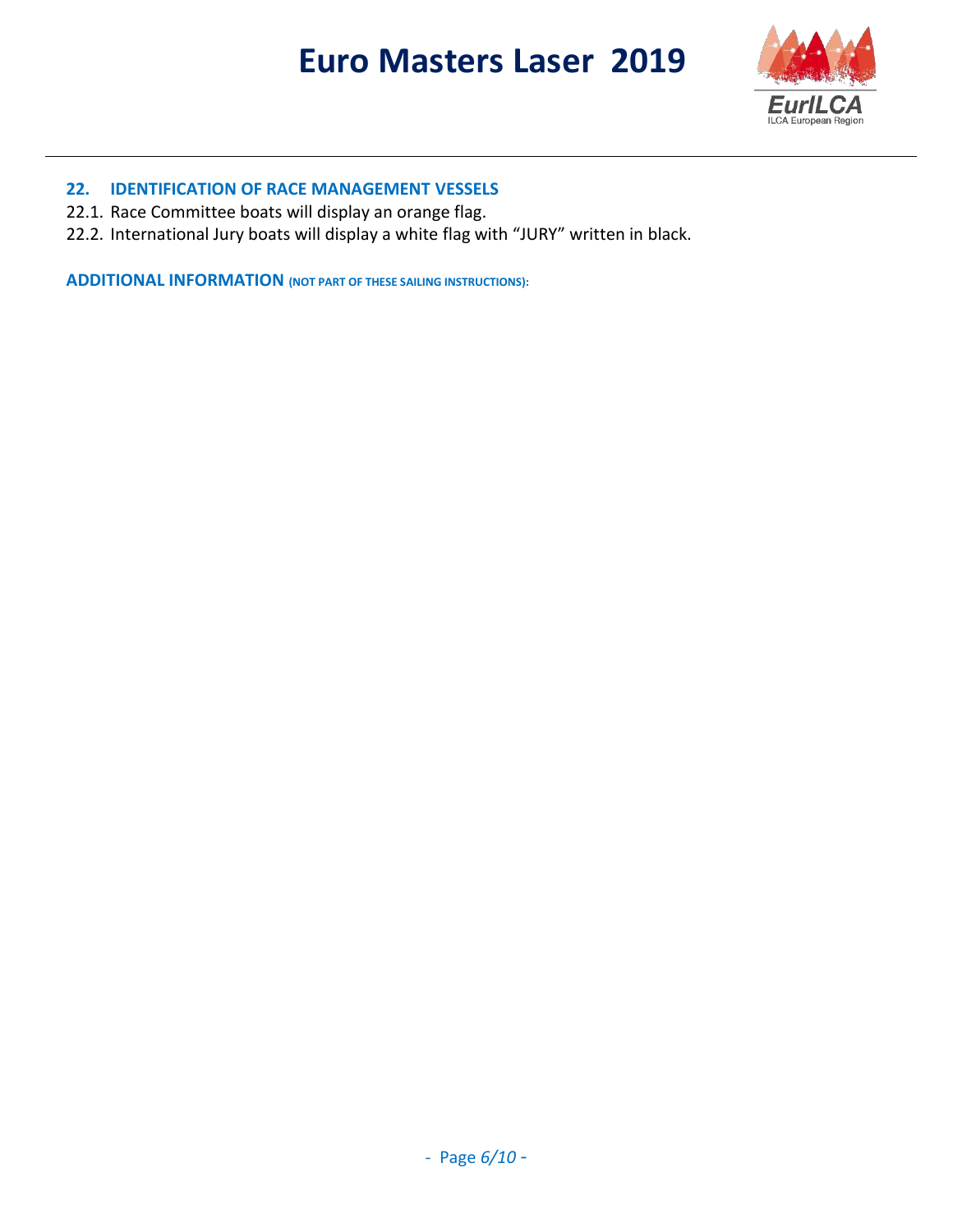## 22. IDENTIFICATION OF RACE MANAGEMENT VESSELS

22.1. Race Committee boats will display an orange flag.

22.2. International Jury boats will display a white flag with “JURY” written in black.

## ADDITIONAL INFORMATION (NOT PART OF THESE SAILING INSTRUCTIONS):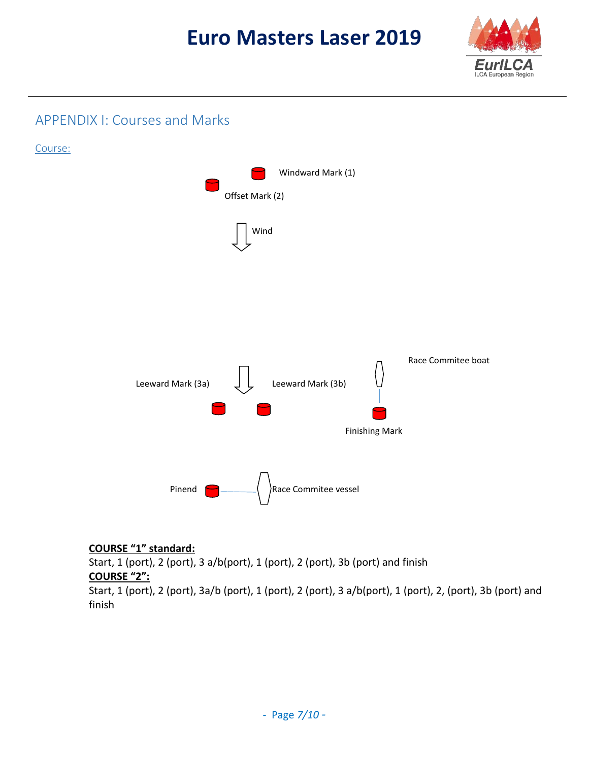## APPENDIX I: Courses and Marks

Course:

Windward Mark (1)

Offset Mark (2)

Wind

Race Commitee boat

Leeward Mark (3a)

Leeward Mark (3b)

Finishing Mark

Pinend

Race Commitee vessel

**COURSE "1" standard:**

Start, 1 (port), 2 (port), 3 a/b(port), 1 (port), 2 (port), 3b (port) and finish

**COURSE "2":**

Start, 1 (port), 2 (port), 3a/b (port), 1 (port), 2 (port), 3 a/b(port), 1 (port), 2, (port), 3b (port) and finish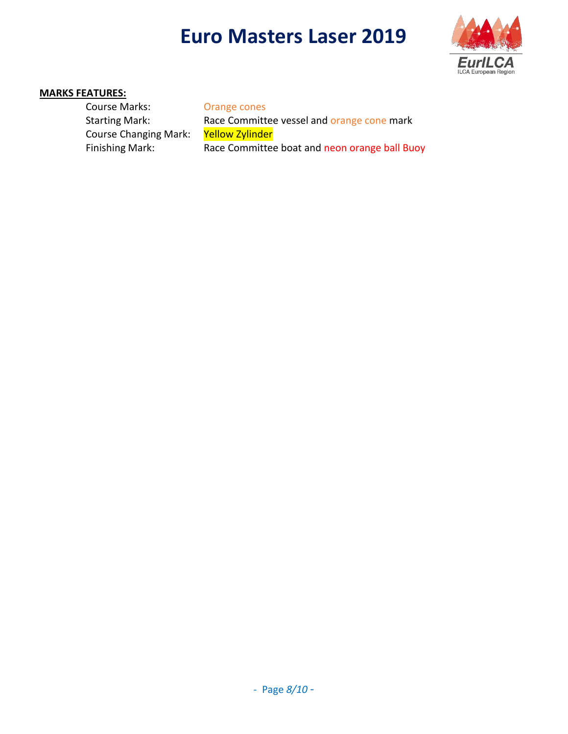**MARKS FEATURES:**

| | |
|---|---|
| Course Marks: | Orange cones |
| Starting Mark: | Race Committee vessel and orange cone mark |
| Course Changing Mark: | Yellow Zylinder |
| Finishing Mark: | Race Committee boat and neon orange ball Buoy |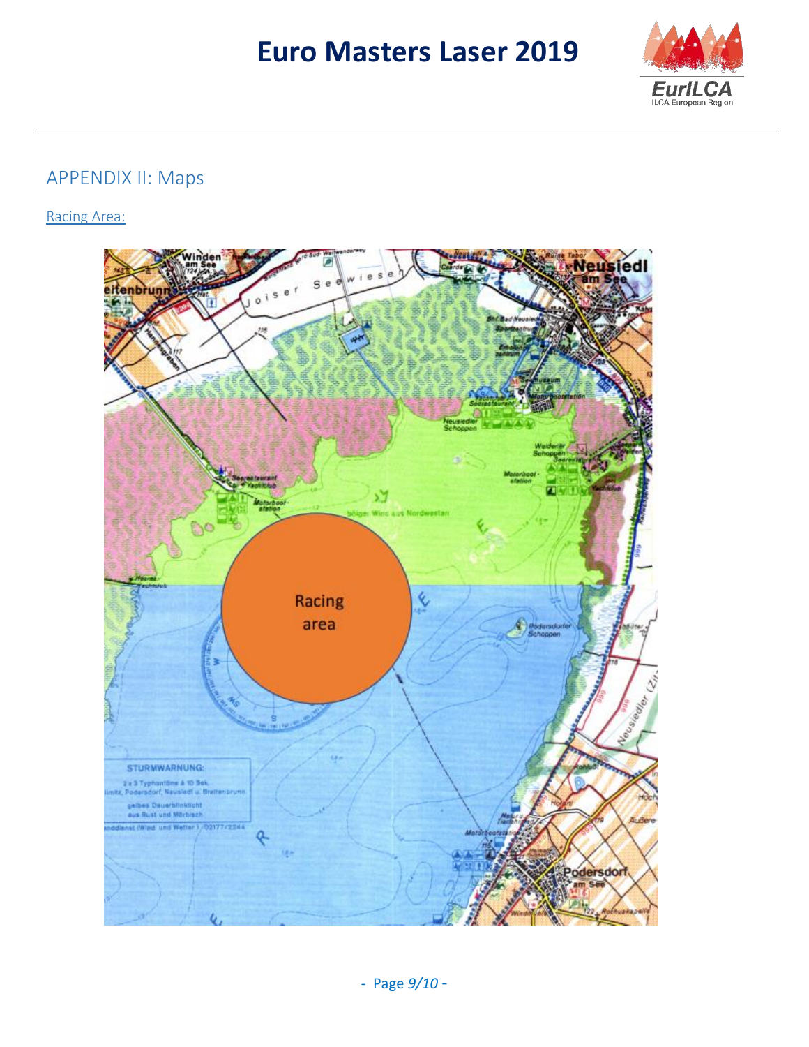## APPENDIX II: Maps

Racing Area:

Racing area